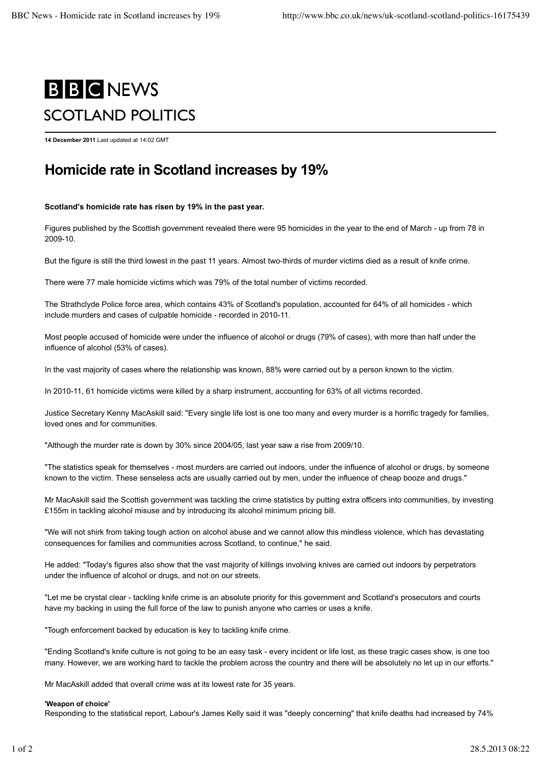# BBC NEWS

## SCOTLAND POLITICS

**14 December 2011** Last updated at 14:02 GMT

# Homicide rate in Scotland increases by 19%

**Scotland's homicide rate has risen by 19% in the past year.**

Figures published by the Scottish government revealed there were 95 homicides in the year to the end of March - up from 78 in 2009-10.

But the figure is still the third lowest in the past 11 years. Almost two-thirds of murder victims died as a result of knife crime.

There were 77 male homicide victims which was 79% of the total number of victims recorded.

The Strathclyde Police force area, which contains 43% of Scotland's population, accounted for 64% of all homicides - which include murders and cases of culpable homicide - recorded in 2010-11.

Most people accused of homicide were under the influence of alcohol or drugs (79% of cases), with more than half under the influence of alcohol (53% of cases).

In the vast majority of cases where the relationship was known, 88% were carried out by a person known to the victim.

In 2010-11, 61 homicide victims were killed by a sharp instrument, accounting for 63% of all victims recorded.

Justice Secretary Kenny MacAskill said: "Every single life lost is one too many and every murder is a horrific tragedy for families, loved ones and for communities.

"Although the murder rate is down by 30% since 2004/05, last year saw a rise from 2009/10.

"The statistics speak for themselves - most murders are carried out indoors, under the influence of alcohol or drugs, by someone known to the victim. These senseless acts are usually carried out by men, under the influence of cheap booze and drugs."

Mr MacAskill said the Scottish government was tackling the crime statistics by putting extra officers into communities, by investing £155m in tackling alcohol misuse and by introducing its alcohol minimum pricing bill.

"We will not shirk from taking tough action on alcohol abuse and we cannot allow this mindless violence, which has devastating consequences for families and communities across Scotland, to continue," he said.

He added: "Today's figures also show that the vast majority of killings involving knives are carried out indoors by perpetrators under the influence of alcohol or drugs, and not on our streets.

"Let me be crystal clear - tackling knife crime is an absolute priority for this government and Scotland's prosecutors and courts have my backing in using the full force of the law to punish anyone who carries or uses a knife.

"Tough enforcement backed by education is key to tackling knife crime.

"Ending Scotland's knife culture is not going to be an easy task - every incident or life lost, as these tragic cases show, is one too many. However, we are working hard to tackle the problem across the country and there will be absolutely no let up in our efforts."

Mr MacAskill added that overall crime was at its lowest rate for 35 years.

**'Weapon of choice'**

Responding to the statistical report, Labour's James Kelly said it was "deeply concerning" that knife deaths had increased by 74%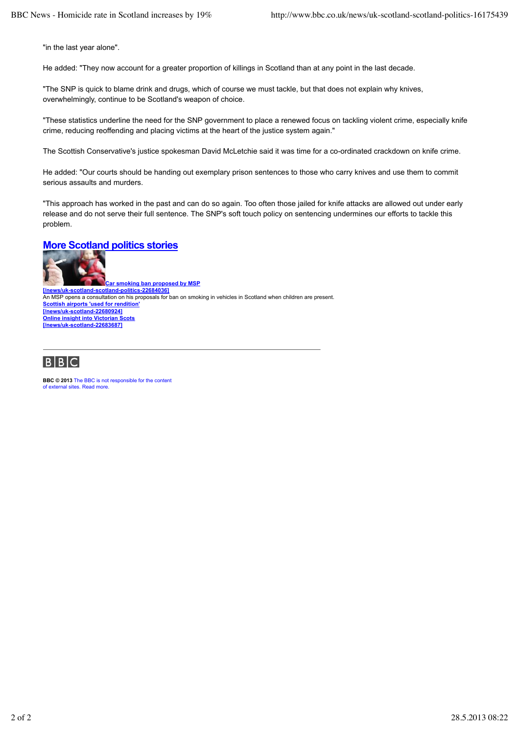"in the last year alone".

He added: "They now account for a greater proportion of killings in Scotland than at any point in the last decade.

"The SNP is quick to blame drink and drugs, which of course we must tackle, but that does not explain why knives, overwhelmingly, continue to be Scotland's weapon of choice.

"These statistics underline the need for the SNP government to place a renewed focus on tackling violent crime, especially knife crime, reducing reoffending and placing victims at the heart of the justice system again."

The Scottish Conservative's justice spokesman David McLetchie said it was time for a co-ordinated crackdown on knife crime.

He added: "Our courts should be handing out exemplary prison sentences to those who carry knives and use them to commit serious assaults and murders.

"This approach has worked in the past and can do so again. Too often those jailed for knife attacks are allowed out under early release and do not serve their full sentence. The SNP's soft touch policy on sentencing undermines our efforts to tackle this problem.

## More Scotland politics stories

**Car smoking ban proposed by MSP**
**[/news/uk-scotland-scotland-politics-22684036]**
An MSP opens a consultation on his proposals for ban on smoking in vehicles in Scotland when children are present.
**Scottish airports 'used for rendition'**
**[/news/uk-scotland-22680924]**
**Online insight into Victorian Scots**
**[/news/uk-scotland-22683687]**

---

BBC

**BBC © 2013** The BBC is not responsible for the content of external sites. Read more.